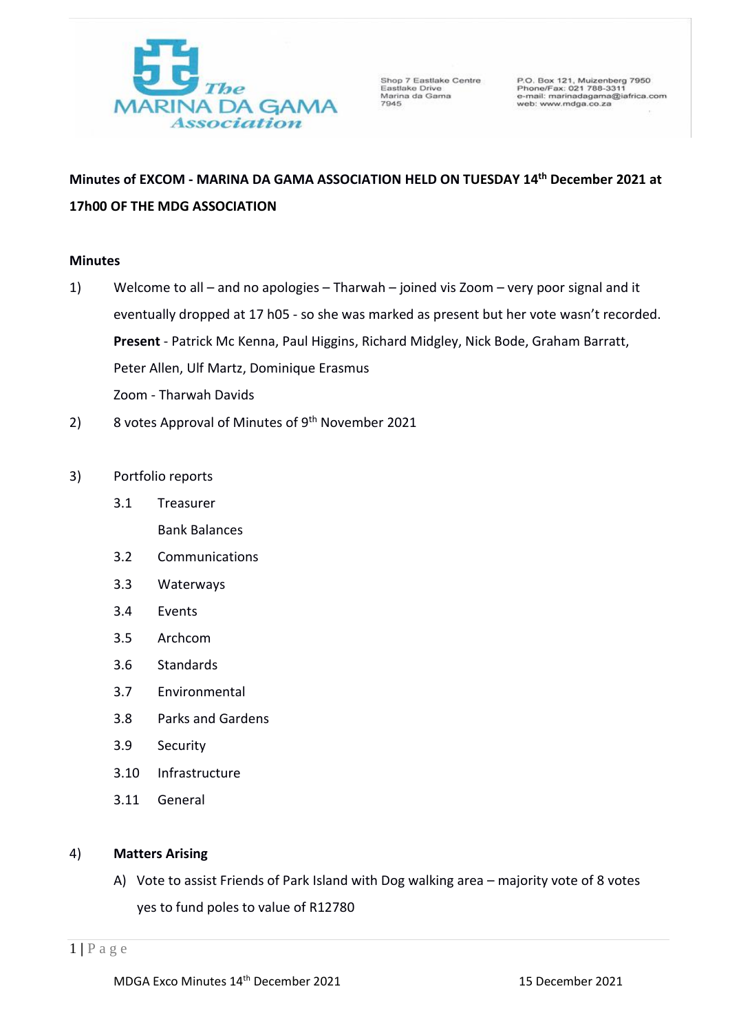The Marina da Gama Association

Shop 7 Eastlake Centre
Eastlake Drive
Marina da Gama
7945

P.O. Box 121, Muizenberg 7950
Phone/Fax: 021 788-3311
e-mail: marinadagama@iafrica.com
web: www.mdga.co.za

**Minutes of EXCOM - MARINA DA GAMA ASSOCIATION HELD ON TUESDAY 14th December 2021 at 17h00 OF THE MDG ASSOCIATION**

**Minutes**

1) Welcome to all – and no apologies – Tharwah – joined vis Zoom – very poor signal and it eventually dropped at 17 h05 - so she was marked as present but her vote wasn't recorded.

   **Present** - Patrick Mc Kenna, Paul Higgins, Richard Midgley, Nick Bode, Graham Barratt, Peter Allen, Ulf Martz, Dominique Erasmus

   Zoom - Tharwah Davids

2) 8 votes Approval of Minutes of 9th November 2021

3) Portfolio reports

   3.1 Treasurer

   Bank Balances

   3.2 Communications

   3.3 Waterways

   3.4 Events

   3.5 Archcom

   3.6 Standards

   3.7 Environmental

   3.8 Parks and Gardens

   3.9 Security

   3.10 Infrastructure

   3.11 General

4) **Matters Arising**

   A) Vote to assist Friends of Park Island with Dog walking area – majority vote of 8 votes yes to fund poles to value of R12780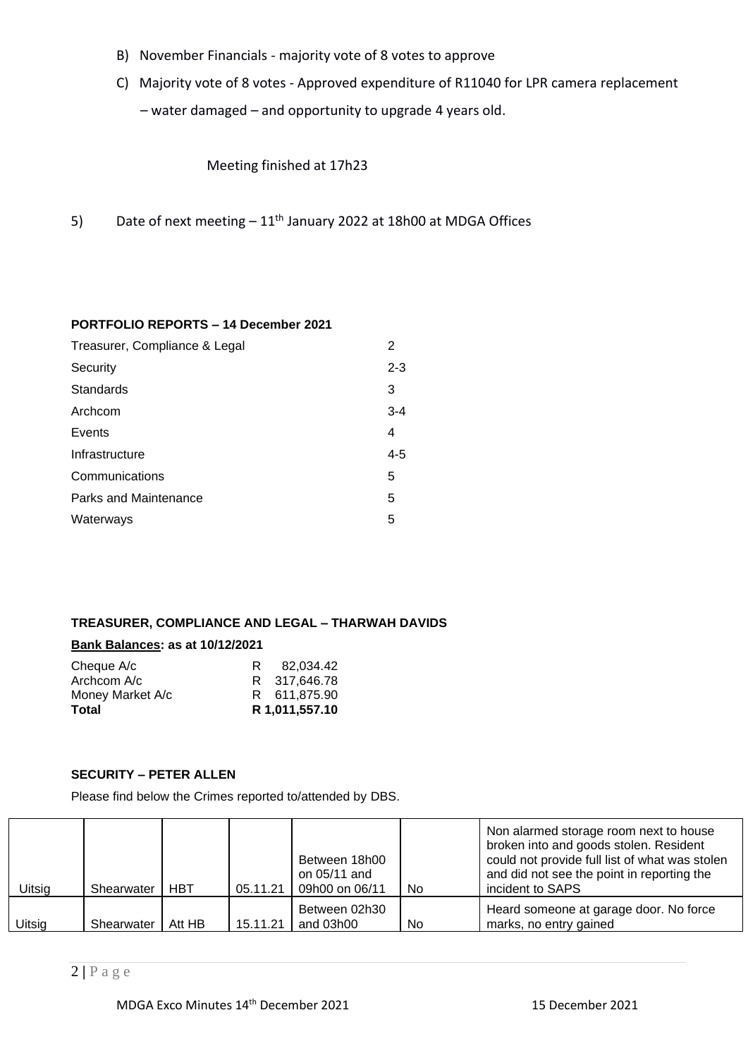B) November Financials - majority vote of 8 votes to approve

C) Majority vote of 8 votes - Approved expenditure of R11040 for LPR camera replacement – water damaged – and opportunity to upgrade 4 years old.

Meeting finished at 17h23

5) Date of next meeting – 11th January 2022 at 18h00 at MDGA Offices

**PORTFOLIO REPORTS – 14 December 2021**

| | |
|---|---|
| Treasurer, Compliance & Legal | 2 |
| Security | 2-3 |
| Standards | 3 |
| Archcom | 3-4 |
| Events | 4 |
| Infrastructure | 4-5 |
| Communications | 5 |
| Parks and Maintenance | 5 |
| Waterways | 5 |

**TREASURER, COMPLIANCE AND LEGAL – THARWAH DAVIDS**

**Bank Balances: as at 10/12/2021**

| | |
|---|---|
| Cheque A/c | R 82,034.42 |
| Archcom A/c | R 317,646.78 |
| Money Market A/c | R 611,875.90 |
| **Total** | **R 1,011,557.10** |

**SECURITY – PETER ALLEN**

Please find below the Crimes reported to/attended by DBS.

| | | | | | | |
|---|---|---|---|---|---|---|
| Uitsig | Shearwater | HBT | 05.11.21 | Between 18h00 on 05/11 and 09h00 on 06/11 | No | Non alarmed storage room next to house broken into and goods stolen. Resident could not provide full list of what was stolen and did not see the point in reporting the incident to SAPS |
| Uitsig | Shearwater | Att HB | 15.11.21 | Between 02h30 and 03h00 | No | Heard someone at garage door. No force marks, no entry gained |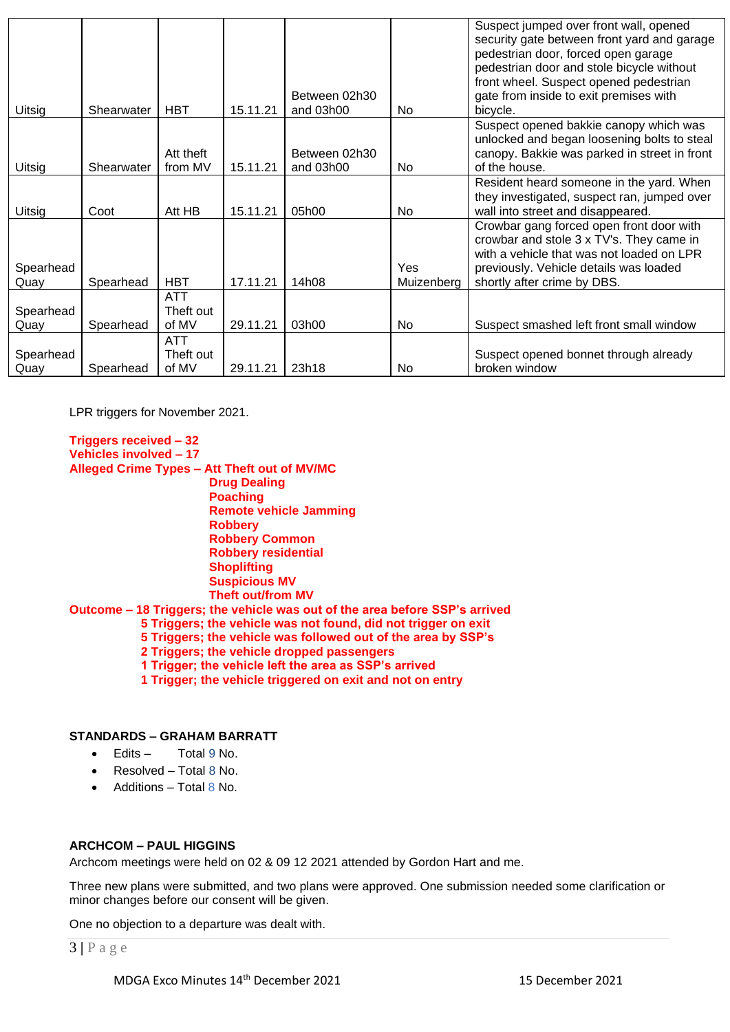| | | | | | | |
|---|---|---|---|---|---|---|
| Uitsig | Shearwater | HBT | 15.11.21 | Between 02h30 and 03h00 | No | Suspect jumped over front wall, opened security gate between front yard and garage pedestrian door, forced open garage pedestrian door and stole bicycle without front wheel. Suspect opened pedestrian gate from inside to exit premises with bicycle. |
| Uitsig | Shearwater | Att theft from MV | 15.11.21 | Between 02h30 and 03h00 | No | Suspect opened bakkie canopy which was unlocked and began loosening bolts to steal canopy. Bakkie was parked in street in front of the house. |
| Uitsig | Coot | Att HB | 15.11.21 | 05h00 | No | Resident heard someone in the yard. When they investigated, suspect ran, jumped over wall into street and disappeared. |
| Spearhead Quay | Spearhead | HBT | 17.11.21 | 14h08 | Yes Muizenberg | Crowbar gang forced open front door with crowbar and stole 3 x TV's. They came in with a vehicle that was not loaded on LPR previously. Vehicle details was loaded shortly after crime by DBS. |
| Spearhead Quay | Spearhead | ATT Theft out of MV | 29.11.21 | 03h00 | No | Suspect smashed left front small window |
| Spearhead Quay | Spearhead | ATT Theft out of MV | 29.11.21 | 23h18 | No | Suspect opened bonnet through already broken window |

LPR triggers for November 2021.

**Triggers received – 32**
**Vehicles involved – 17**
**Alleged Crime Types – Att Theft out of MV/MC**
**Drug Dealing**
**Poaching**
**Remote vehicle Jamming**
**Robbery**
**Robbery Common**
**Robbery residential**
**Shoplifting**
**Suspicious MV**
**Theft out/from MV**

**Outcome – 18 Triggers; the vehicle was out of the area before SSP's arrived**
**5 Triggers; the vehicle was not found, did not trigger on exit**
**5 Triggers; the vehicle was followed out of the area by SSP's**
**2 Triggers; the vehicle dropped passengers**
**1 Trigger; the vehicle left the area as SSP's arrived**
**1 Trigger; the vehicle triggered on exit and not on entry**

## STANDARDS – GRAHAM BARRATT

- Edits – Total 9 No.
- Resolved – Total 8 No.
- Additions – Total 8 No.

## ARCHCOM – PAUL HIGGINS

Archcom meetings were held on 02 & 09 12 2021 attended by Gordon Hart and me.

Three new plans were submitted, and two plans were approved. One submission needed some clarification or minor changes before our consent will be given.

One no objection to a departure was dealt with.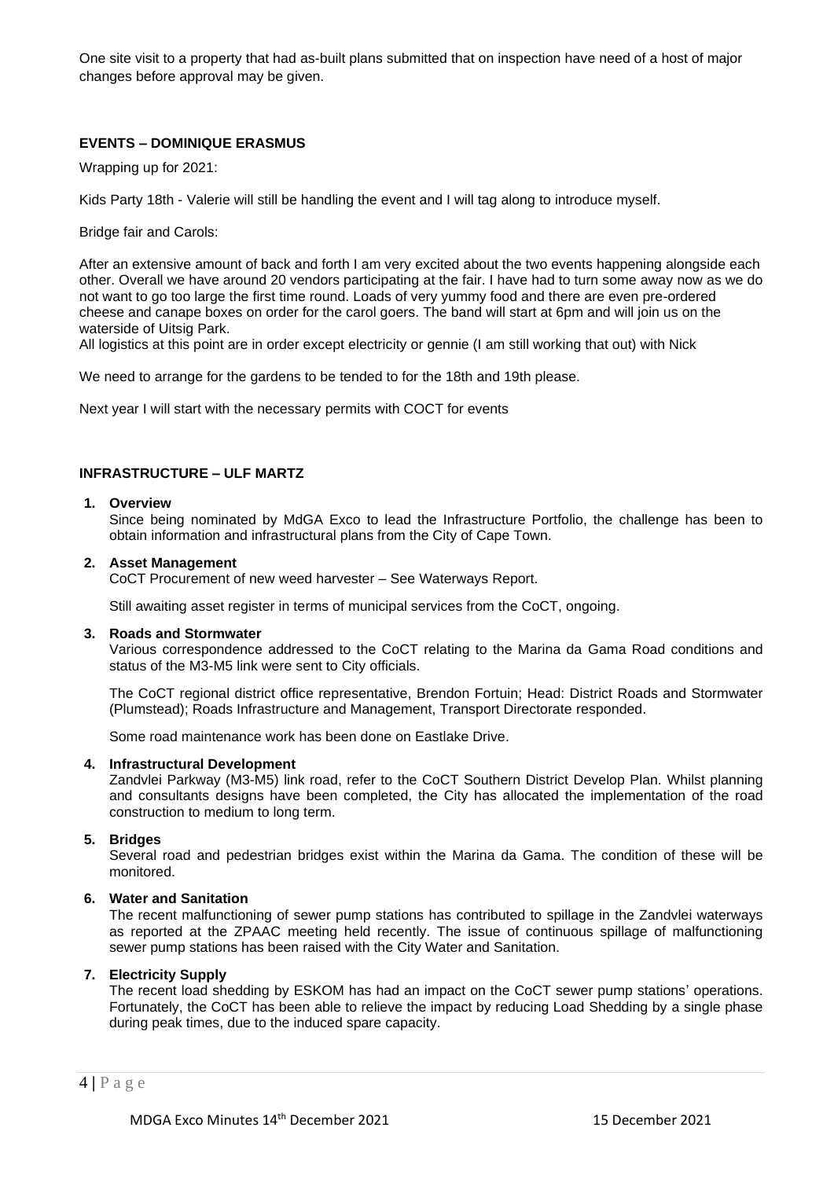One site visit to a property that had as-built plans submitted that on inspection have need of a host of major changes before approval may be given.

## EVENTS – DOMINIQUE ERASMUS

Wrapping up for 2021:

Kids Party 18th - Valerie will still be handling the event and I will tag along to introduce myself.

Bridge fair and Carols:

After an extensive amount of back and forth I am very excited about the two events happening alongside each other. Overall we have around 20 vendors participating at the fair. I have had to turn some away now as we do not want to go too large the first time round. Loads of very yummy food and there are even pre-ordered cheese and canape boxes on order for the carol goers. The band will start at 6pm and will join us on the waterside of Uitsig Park.
All logistics at this point are in order except electricity or gennie (I am still working that out) with Nick

We need to arrange for the gardens to be tended to for the 18th and 19th please.

Next year I will start with the necessary permits with COCT for events

## INFRASTRUCTURE – ULF MARTZ

1. **Overview**
   Since being nominated by MdGA Exco to lead the Infrastructure Portfolio, the challenge has been to obtain information and infrastructural plans from the City of Cape Town.

2. **Asset Management**
   CoCT Procurement of new weed harvester – See Waterways Report.

   Still awaiting asset register in terms of municipal services from the CoCT, ongoing.

3. **Roads and Stormwater**
   Various correspondence addressed to the CoCT relating to the Marina da Gama Road conditions and status of the M3-M5 link were sent to City officials.

   The CoCT regional district office representative, Brendon Fortuin; Head: District Roads and Stormwater (Plumstead); Roads Infrastructure and Management, Transport Directorate responded.

   Some road maintenance work has been done on Eastlake Drive.

4. **Infrastructural Development**
   Zandvlei Parkway (M3-M5) link road, refer to the CoCT Southern District Develop Plan. Whilst planning and consultants designs have been completed, the City has allocated the implementation of the road construction to medium to long term.

5. **Bridges**
   Several road and pedestrian bridges exist within the Marina da Gama. The condition of these will be monitored.

6. **Water and Sanitation**
   The recent malfunctioning of sewer pump stations has contributed to spillage in the Zandvlei waterways as reported at the ZPAAC meeting held recently. The issue of continuous spillage of malfunctioning sewer pump stations has been raised with the City Water and Sanitation.

7. **Electricity Supply**
   The recent load shedding by ESKOM has had an impact on the CoCT sewer pump stations' operations. Fortunately, the CoCT has been able to relieve the impact by reducing Load Shedding by a single phase during peak times, due to the induced spare capacity.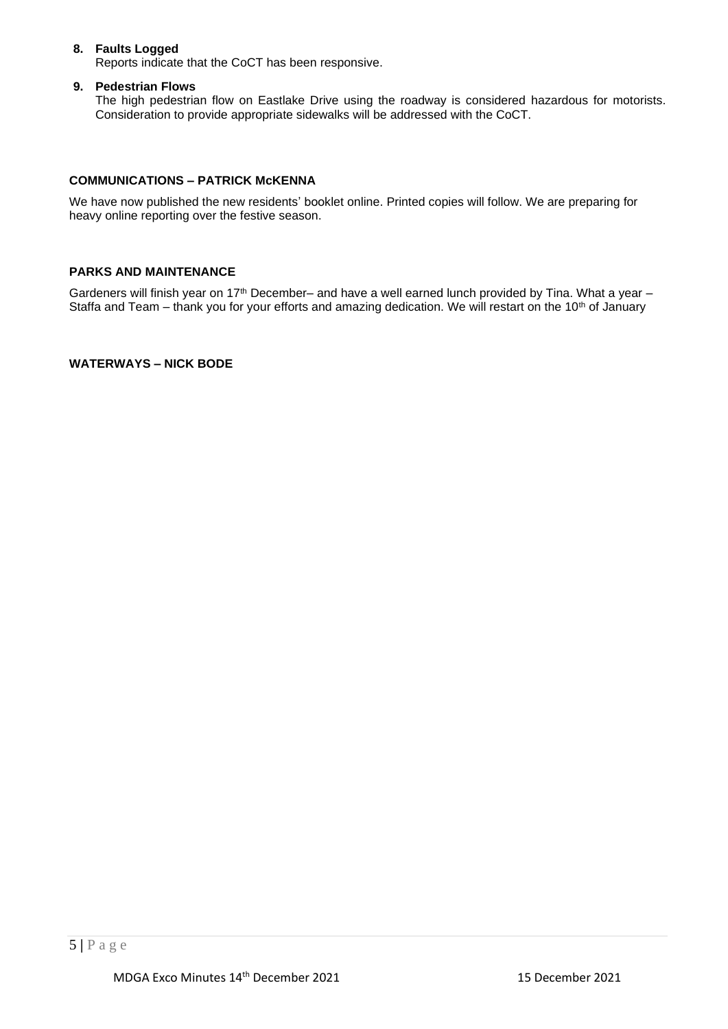8. **Faults Logged**
   Reports indicate that the CoCT has been responsive.

9. **Pedestrian Flows**
   The high pedestrian flow on Eastlake Drive using the roadway is considered hazardous for motorists. Consideration to provide appropriate sidewalks will be addressed with the CoCT.

**COMMUNICATIONS – PATRICK McKENNA**

We have now published the new residents' booklet online. Printed copies will follow. We are preparing for heavy online reporting over the festive season.

**PARKS AND MAINTENANCE**

Gardeners will finish year on 17th December– and have a well earned lunch provided by Tina. What a year – Staffa and Team – thank you for your efforts and amazing dedication. We will restart on the 10th of January

**WATERWAYS – NICK BODE**